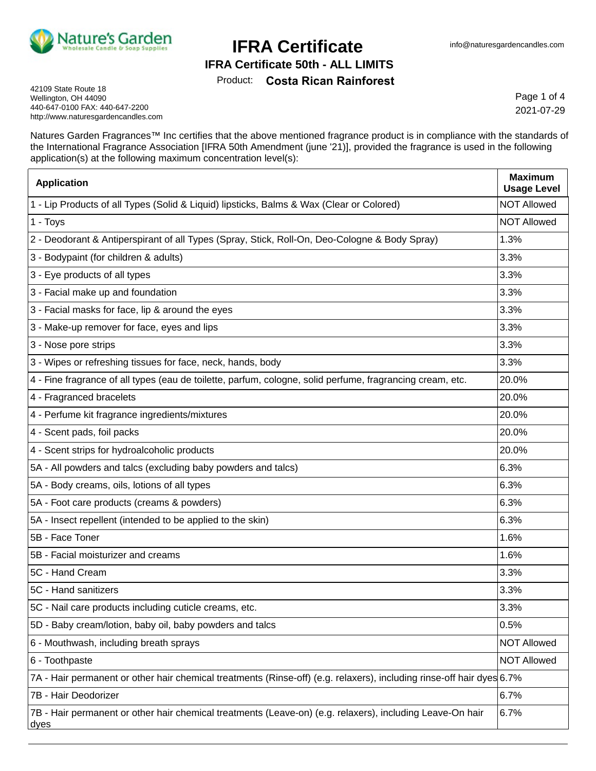Nature's Garden
Wholesale Candle & Soap Supplies

# IFRA Certificate

info@naturesgardencandles.com

## IFRA Certificate 50th - ALL LIMITS

Product: **Costa Rican Rainforest**

42109 State Route 18
Wellington, OH 44090
440-647-0100 FAX: 440-647-2200
http://www.naturesgardencandles.com

2021-07-29

Natures Garden Fragrances™ Inc certifies that the above mentioned fragrance product is in compliance with the standards of the International Fragrance Association [IFRA 50th Amendment (june '21)], provided the fragrance is used in the following application(s) at the following maximum concentration level(s):

| Application | Maximum Usage Level |
|---|---|
| 1 - Lip Products of all Types (Solid & Liquid) lipsticks, Balms & Wax (Clear or Colored) | NOT Allowed |
| 1 - Toys | NOT Allowed |
| 2 - Deodorant & Antiperspirant of all Types (Spray, Stick, Roll-On, Deo-Cologne & Body Spray) | 1.3% |
| 3 - Bodypaint (for children & adults) | 3.3% |
| 3 - Eye products of all types | 3.3% |
| 3 - Facial make up and foundation | 3.3% |
| 3 - Facial masks for face, lip & around the eyes | 3.3% |
| 3 - Make-up remover for face, eyes and lips | 3.3% |
| 3 - Nose pore strips | 3.3% |
| 3 - Wipes or refreshing tissues for face, neck, hands, body | 3.3% |
| 4 - Fine fragrance of all types (eau de toilette, parfum, cologne, solid perfume, fragrancing cream, etc. | 20.0% |
| 4 - Fragranced bracelets | 20.0% |
| 4 - Perfume kit fragrance ingredients/mixtures | 20.0% |
| 4 - Scent pads, foil packs | 20.0% |
| 4 - Scent strips for hydroalcoholic products | 20.0% |
| 5A - All powders and talcs (excluding baby powders and talcs) | 6.3% |
| 5A - Body creams, oils, lotions of all types | 6.3% |
| 5A - Foot care products (creams & powders) | 6.3% |
| 5A - Insect repellent (intended to be applied to the skin) | 6.3% |
| 5B - Face Toner | 1.6% |
| 5B - Facial moisturizer and creams | 1.6% |
| 5C - Hand Cream | 3.3% |
| 5C - Hand sanitizers | 3.3% |
| 5C - Nail care products including cuticle creams, etc. | 3.3% |
| 5D - Baby cream/lotion, baby oil, baby powders and talcs | 0.5% |
| 6 - Mouthwash, including breath sprays | NOT Allowed |
| 6 - Toothpaste | NOT Allowed |
| 7A - Hair permanent or other hair chemical treatments (Rinse-off) (e.g. relaxers), including rinse-off hair dyes | 6.7% |
| 7B - Hair Deodorizer | 6.7% |
| 7B - Hair permanent or other hair chemical treatments (Leave-on) (e.g. relaxers), including Leave-On hair dyes | 6.7% |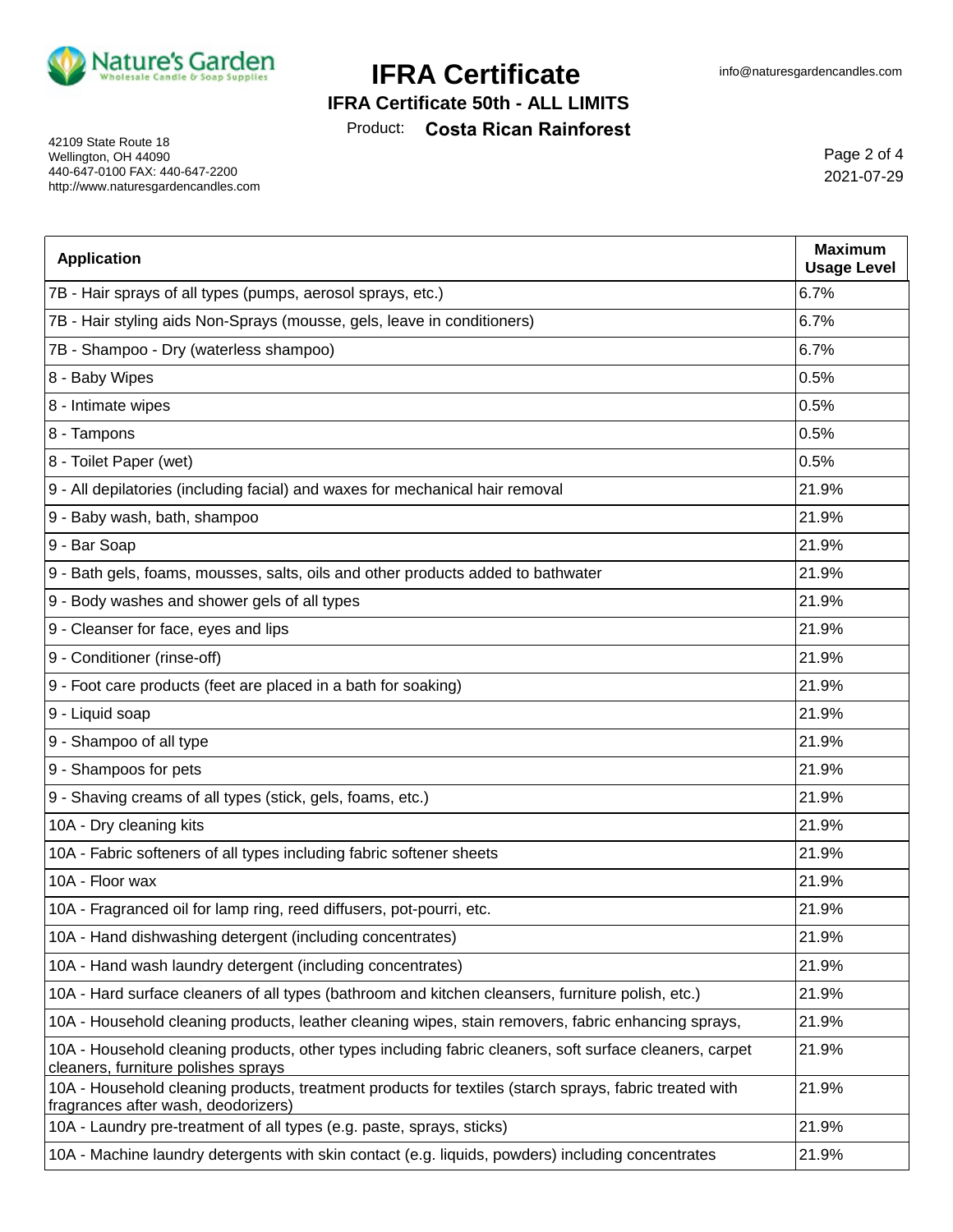| Application | Maximum Usage Level |
| --- | --- |
| 7B - Hair sprays of all types (pumps, aerosol sprays, etc.) | 6.7% |
| 7B - Hair styling aids Non-Sprays (mousse, gels, leave in conditioners) | 6.7% |
| 7B - Shampoo - Dry (waterless shampoo) | 6.7% |
| 8 - Baby Wipes | 0.5% |
| 8 - Intimate wipes | 0.5% |
| 8 - Tampons | 0.5% |
| 8 - Toilet Paper (wet) | 0.5% |
| 9 - All depilatories (including facial) and waxes for mechanical hair removal | 21.9% |
| 9 - Baby wash, bath, shampoo | 21.9% |
| 9 - Bar Soap | 21.9% |
| 9 - Bath gels, foams, mousses, salts, oils and other products added to bathwater | 21.9% |
| 9 - Body washes and shower gels of all types | 21.9% |
| 9 - Cleanser for face, eyes and lips | 21.9% |
| 9 - Conditioner (rinse-off) | 21.9% |
| 9 - Foot care products (feet are placed in a bath for soaking) | 21.9% |
| 9 - Liquid soap | 21.9% |
| 9 - Shampoo of all type | 21.9% |
| 9 - Shampoos for pets | 21.9% |
| 9 - Shaving creams of all types (stick, gels, foams, etc.) | 21.9% |
| 10A - Dry cleaning kits | 21.9% |
| 10A - Fabric softeners of all types including fabric softener sheets | 21.9% |
| 10A - Floor wax | 21.9% |
| 10A - Fragranced oil for lamp ring, reed diffusers, pot-pourri, etc. | 21.9% |
| 10A - Hand dishwashing detergent (including concentrates) | 21.9% |
| 10A - Hand wash laundry detergent (including concentrates) | 21.9% |
| 10A - Hard surface cleaners of all types (bathroom and kitchen cleansers, furniture polish, etc.) | 21.9% |
| 10A - Household cleaning products, leather cleaning wipes, stain removers, fabric enhancing sprays, | 21.9% |
| 10A - Household cleaning products, other types including fabric cleaners, soft surface cleaners, carpet cleaners, furniture polishes sprays | 21.9% |
| 10A - Household cleaning products, treatment products for textiles (starch sprays, fabric treated with fragrances after wash, deodorizers) | 21.9% |
| 10A - Laundry pre-treatment of all types (e.g. paste, sprays, sticks) | 21.9% |
| 10A - Machine laundry detergents with skin contact (e.g. liquids, powders) including concentrates | 21.9% |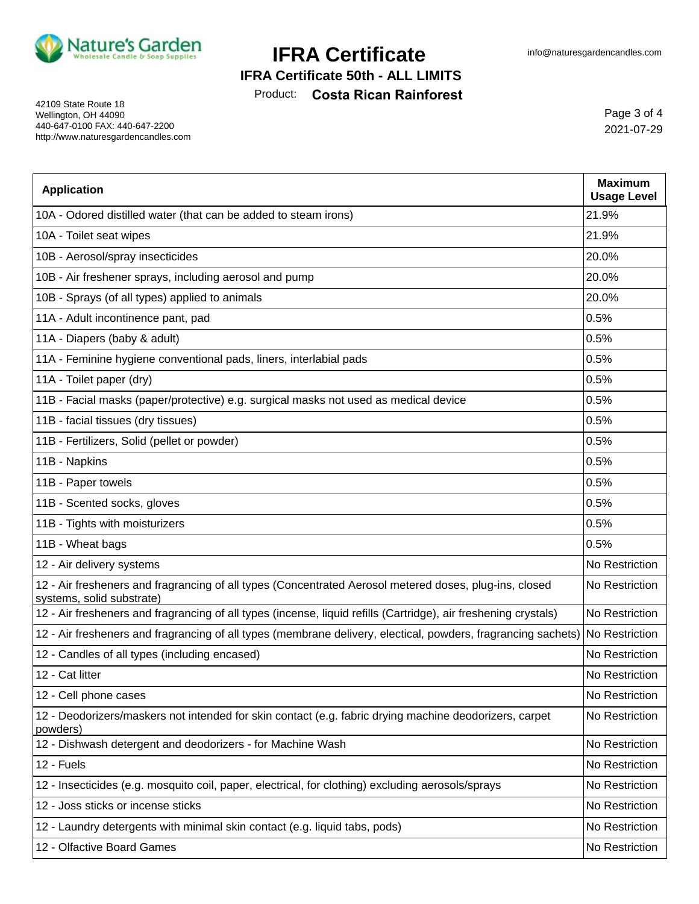| Application | Maximum Usage Level |
|---|---|
| 10A - Odored distilled water (that can be added to steam irons) | 21.9% |
| 10A - Toilet seat wipes | 21.9% |
| 10B - Aerosol/spray insecticides | 20.0% |
| 10B - Air freshener sprays, including aerosol and pump | 20.0% |
| 10B - Sprays (of all types) applied to animals | 20.0% |
| 11A - Adult incontinence pant, pad | 0.5% |
| 11A - Diapers (baby & adult) | 0.5% |
| 11A - Feminine hygiene conventional pads, liners, interlabial pads | 0.5% |
| 11A - Toilet paper (dry) | 0.5% |
| 11B - Facial masks (paper/protective) e.g. surgical masks not used as medical device | 0.5% |
| 11B - facial tissues (dry tissues) | 0.5% |
| 11B - Fertilizers, Solid (pellet or powder) | 0.5% |
| 11B - Napkins | 0.5% |
| 11B - Paper towels | 0.5% |
| 11B - Scented socks, gloves | 0.5% |
| 11B - Tights with moisturizers | 0.5% |
| 11B - Wheat bags | 0.5% |
| 12 - Air delivery systems | No Restriction |
| 12 - Air fresheners and fragrancing of all types (Concentrated Aerosol metered doses, plug-ins, closed systems, solid substrate) | No Restriction |
| 12 - Air fresheners and fragrancing of all types (incense, liquid refills (Cartridge), air freshening crystals) | No Restriction |
| 12 - Air fresheners and fragrancing of all types (membrane delivery, electical, powders, fragrancing sachets) | No Restriction |
| 12 - Candles of all types (including encased) | No Restriction |
| 12 - Cat litter | No Restriction |
| 12 - Cell phone cases | No Restriction |
| 12 - Deodorizers/maskers not intended for skin contact (e.g. fabric drying machine deodorizers, carpet powders) | No Restriction |
| 12 - Dishwash detergent and deodorizers - for Machine Wash | No Restriction |
| 12 - Fuels | No Restriction |
| 12 - Insecticides (e.g. mosquito coil, paper, electrical, for clothing) excluding aerosols/sprays | No Restriction |
| 12 - Joss sticks or incense sticks | No Restriction |
| 12 - Laundry detergents with minimal skin contact (e.g. liquid tabs, pods) | No Restriction |
| 12 - Olfactive Board Games | No Restriction |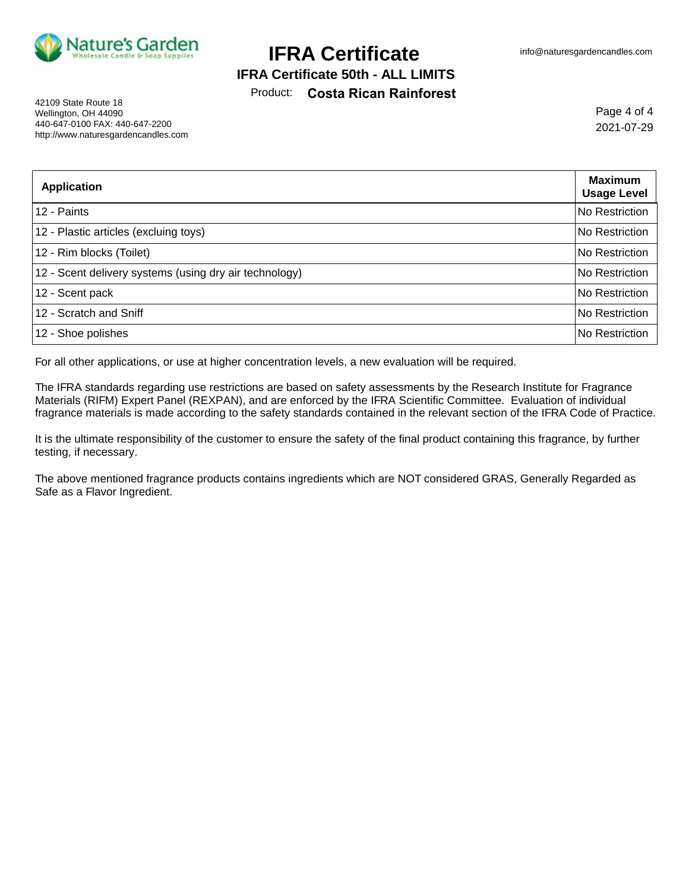| Application | Maximum Usage Level |
| --- | --- |
| 12 - Paints | No Restriction |
| 12 - Plastic articles (excluing toys) | No Restriction |
| 12 - Rim blocks (Toilet) | No Restriction |
| 12 - Scent delivery systems (using dry air technology) | No Restriction |
| 12 - Scent pack | No Restriction |
| 12 - Scratch and Sniff | No Restriction |
| 12 - Shoe polishes | No Restriction |

For all other applications, or use at higher concentration levels, a new evaluation will be required.

The IFRA standards regarding use restrictions are based on safety assessments by the Research Institute for Fragrance Materials (RIFM) Expert Panel (REXPAN), and are enforced by the IFRA Scientific Committee. Evaluation of individual fragrance materials is made according to the safety standards contained in the relevant section of the IFRA Code of Practice.

It is the ultimate responsibility of the customer to ensure the safety of the final product containing this fragrance, by further testing, if necessary.

The above mentioned fragrance products contains ingredients which are NOT considered GRAS, Generally Regarded as Safe as a Flavor Ingredient.